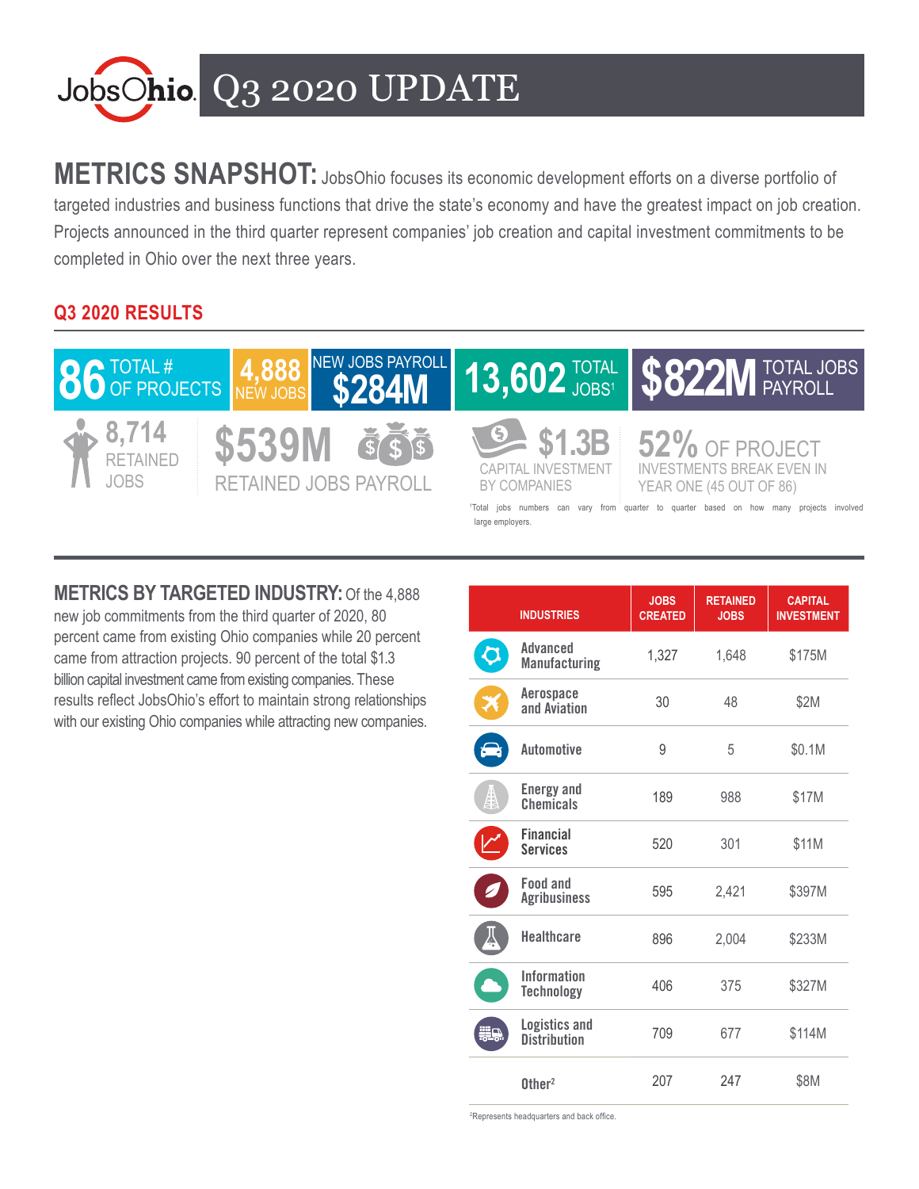# JobsOhio Q3 2020 UPDATE

**METRICS SNAPSHOT:** JobsOhio focuses its economic development efforts on a diverse portfolio of targeted industries and business functions that drive the state's economy and have the greatest impact on job creation. Projects announced in the third quarter represent companies' job creation and capital investment commitments to be completed in Ohio over the next three years.

## Q3 2020 RESULTS

- **86** TOTAL # OF PROJECTS
- **4,888** NEW JOBS
- NEW JOBS PAYROLL **$284M**
- **13,602** TOTAL JOBS[1]
- **$822M** TOTAL JOBS PAYROLL
- **8,714** RETAINED JOBS
- **$539M** RETAINED JOBS PAYROLL
- **$1.3B** CAPITAL INVESTMENT BY COMPANIES
- **52%** OF PROJECT INVESTMENTS BREAK EVEN IN YEAR ONE (45 OUT OF 86)

[1]Total jobs numbers can vary from quarter to quarter based on how many projects involved large employers.

**METRICS BY TARGETED INDUSTRY:** Of the 4,888 new job commitments from the third quarter of 2020, 80 percent came from existing Ohio companies while 20 percent came from attraction projects. 90 percent of the total $1.3 billion capital investment came from existing companies. These results reflect JobsOhio's effort to maintain strong relationships with our existing Ohio companies while attracting new companies.

| INDUSTRIES | JOBS CREATED | RETAINED JOBS | CAPITAL INVESTMENT |
|---|---|---|---|
| Advanced Manufacturing | 1,327 | 1,648 | $175M |
| Aerospace and Aviation | 30 | 48 | $2M |
| Automotive | 9 | 5 | $0.1M |
| Energy and Chemicals | 189 | 988 | $17M |
| Financial Services | 520 | 301 | $11M |
| Food and Agribusiness | 595 | 2,421 | $397M |
| Healthcare | 896 | 2,004 | $233M |
| Information Technology | 406 | 375 | $327M |
| Logistics and Distribution | 709 | 677 | $114M |
| Other[2] | 207 | 247 | $8M |

[2]Represents headquarters and back office.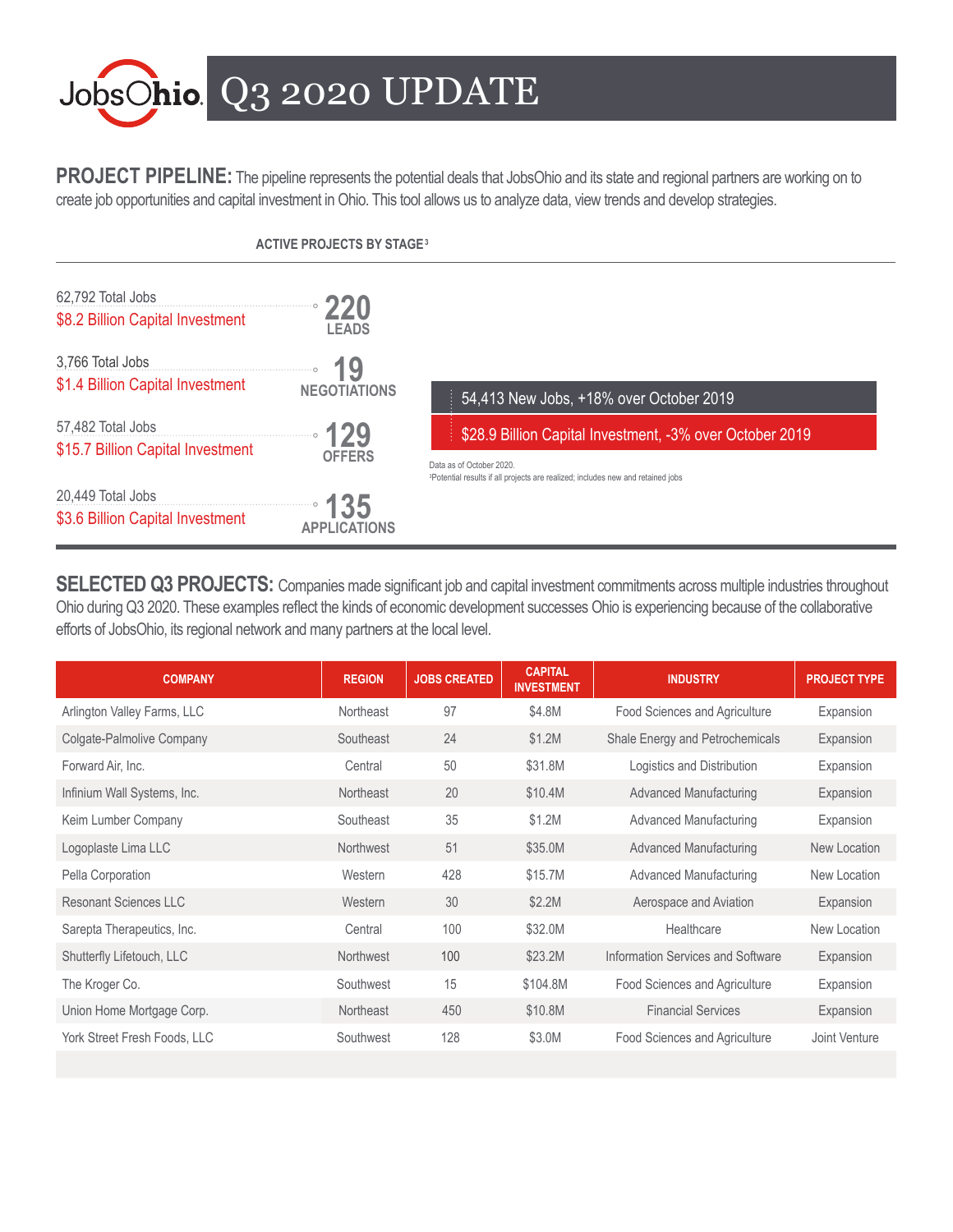# JobsOhio Q3 2020 UPDATE

**PROJECT PIPELINE:** The pipeline represents the potential deals that JobsOhio and its state and regional partners are working on to create job opportunities and capital investment in Ohio. This tool allows us to analyze data, view trends and develop strategies.

**ACTIVE PROJECTS BY STAGE**[3]

62,792 Total Jobs
$8.2 Billion Capital Investment
**220** LEADS

3,766 Total Jobs
$1.4 Billion Capital Investment
**19** NEGOTIATIONS

57,482 Total Jobs
$15.7 Billion Capital Investment
**129** OFFERS

20,449 Total Jobs
$3.6 Billion Capital Investment
**135** APPLICATIONS

54,413 New Jobs, +18% over October 2019

$28.9 Billion Capital Investment, -3% over October 2019

Data as of October 2020.
[3]Potential results if all projects are realized; includes new and retained jobs

**SELECTED Q3 PROJECTS:** Companies made significant job and capital investment commitments across multiple industries throughout Ohio during Q3 2020. These examples reflect the kinds of economic development successes Ohio is experiencing because of the collaborative efforts of JobsOhio, its regional network and many partners at the local level.

| COMPANY | REGION | JOBS CREATED | CAPITAL INVESTMENT | INDUSTRY | PROJECT TYPE |
|---|---|---|---|---|---|
| Arlington Valley Farms, LLC | Northeast | 97 | $4.8M | Food Sciences and Agriculture | Expansion |
| Colgate-Palmolive Company | Southeast | 24 | $1.2M | Shale Energy and Petrochemicals | Expansion |
| Forward Air, Inc. | Central | 50 | $31.8M | Logistics and Distribution | Expansion |
| Infinium Wall Systems, Inc. | Northeast | 20 | $10.4M | Advanced Manufacturing | Expansion |
| Keim Lumber Company | Southeast | 35 | $1.2M | Advanced Manufacturing | Expansion |
| Logoplaste Lima LLC | Northwest | 51 | $35.0M | Advanced Manufacturing | New Location |
| Pella Corporation | Western | 428 | $15.7M | Advanced Manufacturing | New Location |
| Resonant Sciences LLC | Western | 30 | $2.2M | Aerospace and Aviation | Expansion |
| Sarepta Therapeutics, Inc. | Central | 100 | $32.0M | Healthcare | New Location |
| Shutterfly Lifetouch, LLC | Northwest | 100 | $23.2M | Information Services and Software | Expansion |
| The Kroger Co. | Southwest | 15 | $104.8M | Food Sciences and Agriculture | Expansion |
| Union Home Mortgage Corp. | Northeast | 450 | $10.8M | Financial Services | Expansion |
| York Street Fresh Foods, LLC | Southwest | 128 | $3.0M | Food Sciences and Agriculture | Joint Venture |